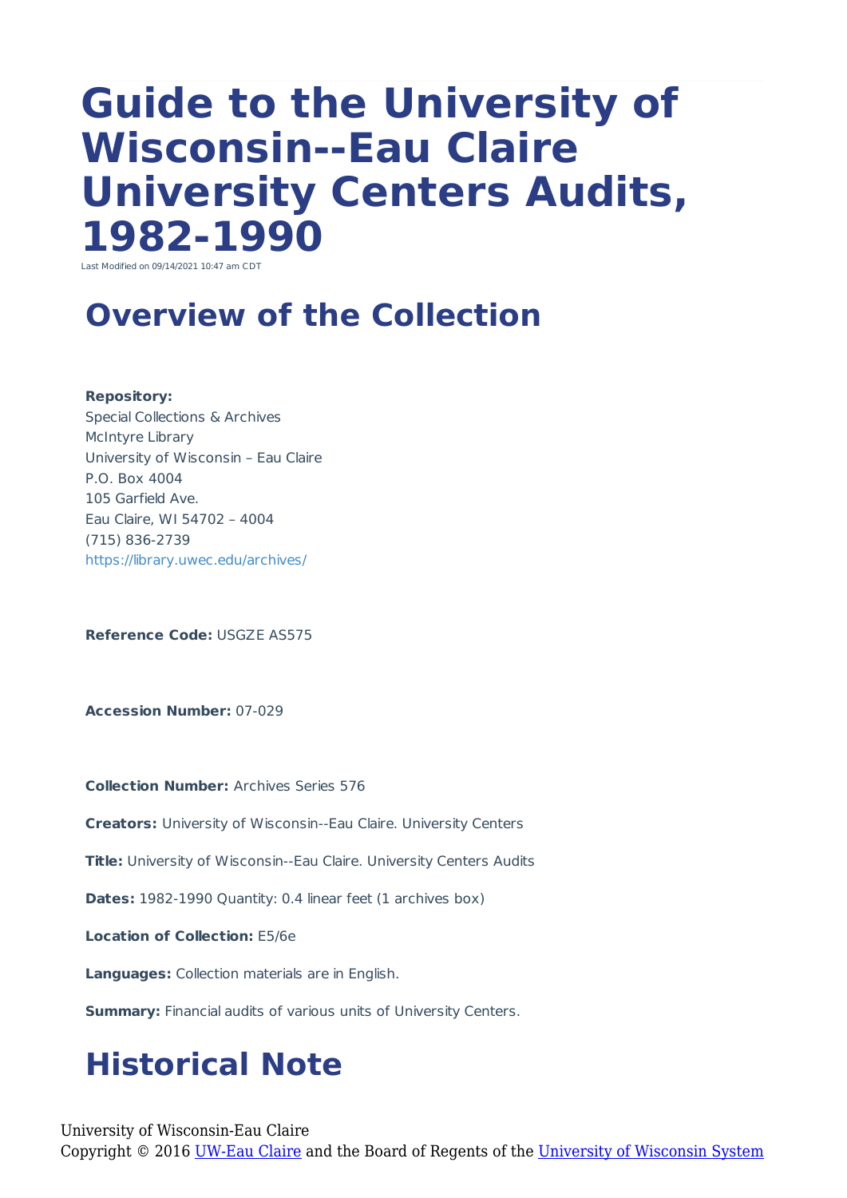# Guide to the University of Wisconsin--Eau Claire University Centers Audits, 1982-1990

Last Modified on 09/14/2021 10:47 am CDT

## Overview of the Collection

**Repository:**
Special Collections & Archives
McIntyre Library
University of Wisconsin – Eau Claire
P.O. Box 4004
105 Garfield Ave.
Eau Claire, WI 54702 – 4004
(715) 836-2739
https://library.uwec.edu/archives/

**Reference Code:** USGZE AS575

**Accession Number:** 07-029

**Collection Number:** Archives Series 576

**Creators:** University of Wisconsin--Eau Claire. University Centers

**Title:** University of Wisconsin--Eau Claire. University Centers Audits

**Dates:** 1982-1990 Quantity: 0.4 linear feet (1 archives box)

**Location of Collection:** E5/6e

**Languages:** Collection materials are in English.

**Summary:** Financial audits of various units of University Centers.

## Historical Note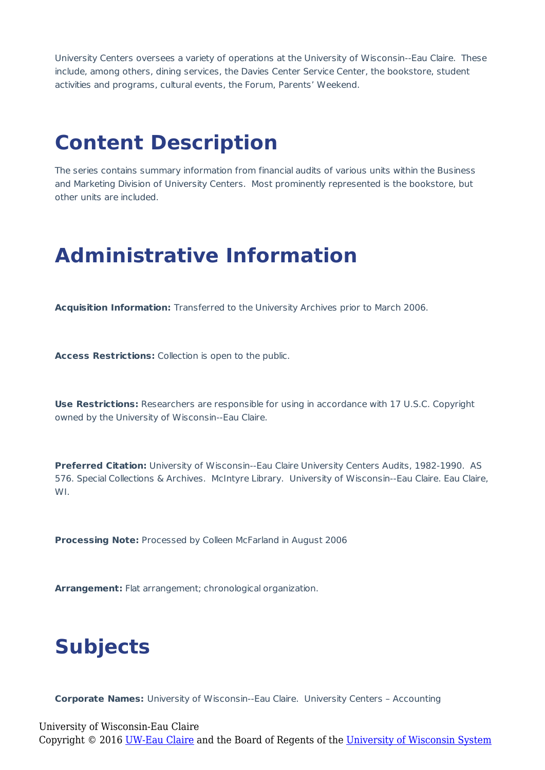University Centers oversees a variety of operations at the University of Wisconsin--Eau Claire. These include, among others, dining services, the Davies Center Service Center, the bookstore, student activities and programs, cultural events, the Forum, Parents' Weekend.

# Content Description

The series contains summary information from financial audits of various units within the Business and Marketing Division of University Centers. Most prominently represented is the bookstore, but other units are included.

# Administrative Information

**Acquisition Information:** Transferred to the University Archives prior to March 2006.

**Access Restrictions:** Collection is open to the public.

**Use Restrictions:** Researchers are responsible for using in accordance with 17 U.S.C. Copyright owned by the University of Wisconsin--Eau Claire.

**Preferred Citation:** University of Wisconsin--Eau Claire University Centers Audits, 1982-1990. AS 576. Special Collections & Archives. McIntyre Library. University of Wisconsin--Eau Claire. Eau Claire, WI.

**Processing Note:** Processed by Colleen McFarland in August 2006

**Arrangement:** Flat arrangement; chronological organization.

# Subjects

**Corporate Names:** University of Wisconsin--Eau Claire. University Centers – Accounting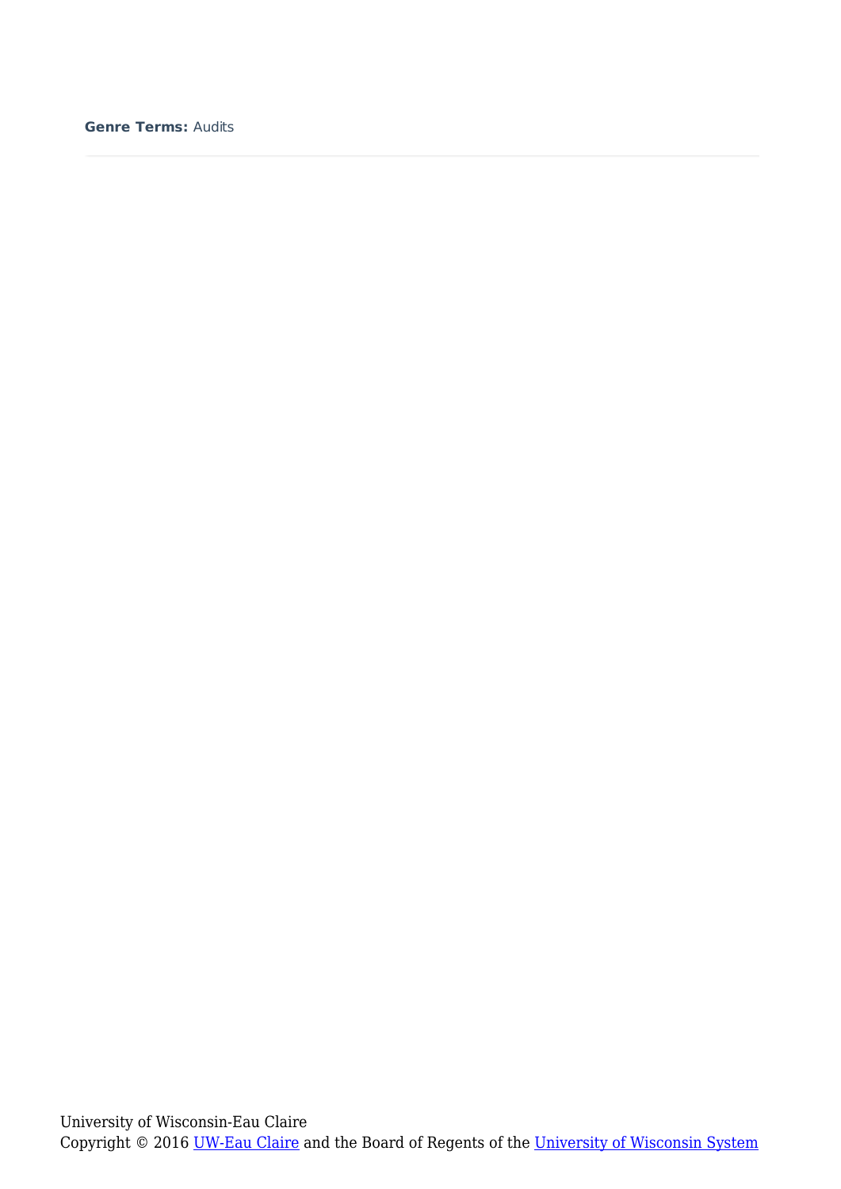**Genre Terms:** Audits